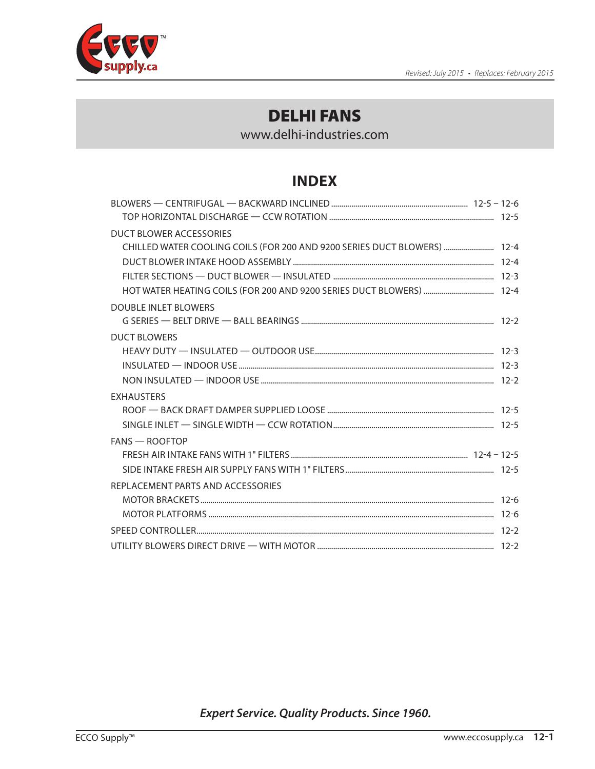Revised: July 2015 • Replaces: February 2015

# DELHI FANS

www.delhi-industries.com

## INDEX

BLOWERS — CENTRIFUGAL — BACKWARD INCLINED ........ 12-5 – 12-6
- TOP HORIZONTAL DISCHARGE — CCW ROTATION ........ 12-5

DUCT BLOWER ACCESSORIES
- CHILLED WATER COOLING COILS (FOR 200 AND 9200 SERIES DUCT BLOWERS) ........ 12-4
- DUCT BLOWER INTAKE HOOD ASSEMBLY ........ 12-4
- FILTER SECTIONS — DUCT BLOWER — INSULATED ........ 12-3
- HOT WATER HEATING COILS (FOR 200 AND 9200 SERIES DUCT BLOWERS) ........ 12-4

DOUBLE INLET BLOWERS
- G SERIES — BELT DRIVE — BALL BEARINGS ........ 12-2

DUCT BLOWERS
- HEAVY DUTY — INSULATED — OUTDOOR USE ........ 12-3
- INSULATED — INDOOR USE ........ 12-3
- NON INSULATED — INDOOR USE ........ 12-2

EXHAUSTERS
- ROOF — BACK DRAFT DAMPER SUPPLIED LOOSE ........ 12-5
- SINGLE INLET — SINGLE WIDTH — CCW ROTATION ........ 12-5

FANS — ROOFTOP
- FRESH AIR INTAKE FANS WITH 1" FILTERS ........ 12-4 – 12-5
- SIDE INTAKE FRESH AIR SUPPLY FANS WITH 1" FILTERS ........ 12-5

REPLACEMENT PARTS AND ACCESSORIES
- MOTOR BRACKETS ........ 12-6
- MOTOR PLATFORMS ........ 12-6

SPEED CONTROLLER ........ 12-2

UTILITY BLOWERS DIRECT DRIVE — WITH MOTOR ........ 12-2

***Expert Service. Quality Products. Since 1960.***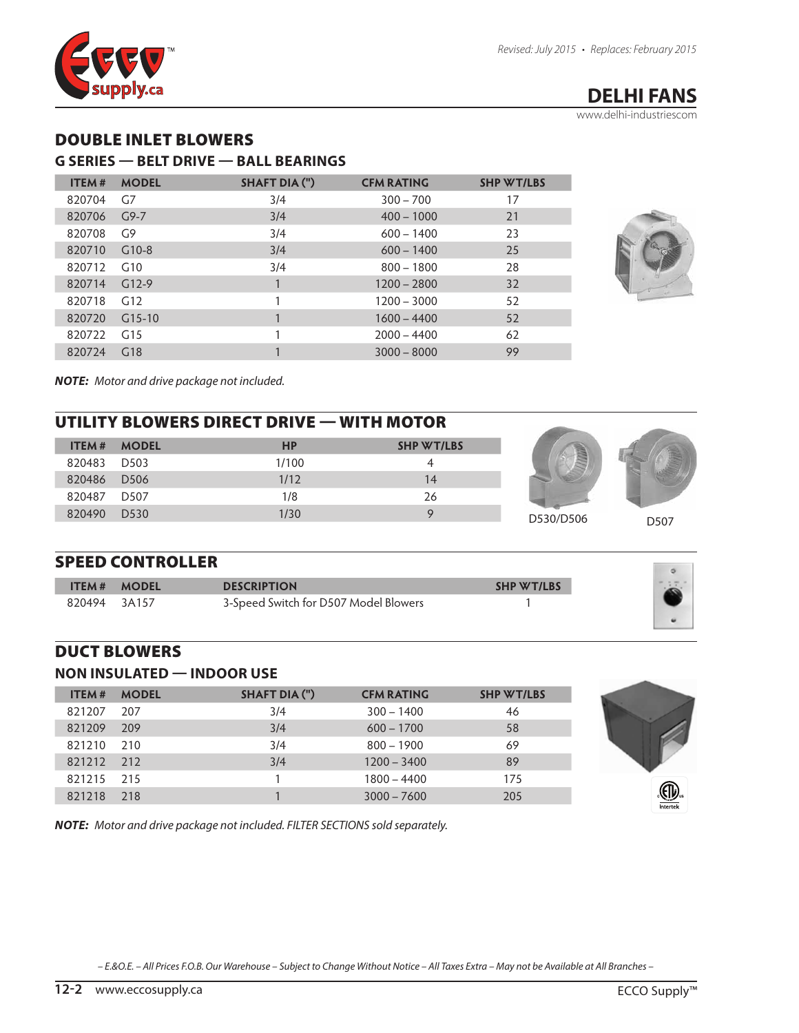Revised: July 2015 • Replaces: February 2015

# DELHI FANS

www.delhi-industriescom

## DOUBLE INLET BLOWERS

### G SERIES — BELT DRIVE — BALL BEARINGS

| ITEM # | MODEL | SHAFT DIA (") | CFM RATING | SHP WT/LBS |
|---|---|---|---|---|
| 820704 | G7 | 3/4 | 300 – 700 | 17 |
| 820706 | G9-7 | 3/4 | 400 – 1000 | 21 |
| 820708 | G9 | 3/4 | 600 – 1400 | 23 |
| 820710 | G10-8 | 3/4 | 600 – 1400 | 25 |
| 820712 | G10 | 3/4 | 800 – 1800 | 28 |
| 820714 | G12-9 | 1 | 1200 – 2800 | 32 |
| 820718 | G12 | 1 | 1200 – 3000 | 52 |
| 820720 | G15-10 | 1 | 1600 – 4400 | 52 |
| 820722 | G15 | 1 | 2000 – 4400 | 62 |
| 820724 | G18 | 1 | 3000 – 8000 | 99 |

***NOTE:*** *Motor and drive package not included.*

## UTILITY BLOWERS DIRECT DRIVE — WITH MOTOR

| ITEM # | MODEL | HP | SHP WT/LBS |
|---|---|---|---|
| 820483 | D503 | 1/100 | 4 |
| 820486 | D506 | 1/12 | 14 |
| 820487 | D507 | 1/8 | 26 |
| 820490 | D530 | 1/30 | 9 |

D530/D506

D507

## SPEED CONTROLLER

| ITEM # | MODEL | DESCRIPTION | SHP WT/LBS |
|---|---|---|---|
| 820494 | 3A157 | 3-Speed Switch for D507 Model Blowers | 1 |

## DUCT BLOWERS

### NON INSULATED — INDOOR USE

| ITEM # | MODEL | SHAFT DIA (") | CFM RATING | SHP WT/LBS |
|---|---|---|---|---|
| 821207 | 207 | 3/4 | 300 – 1400 | 46 |
| 821209 | 209 | 3/4 | 600 – 1700 | 58 |
| 821210 | 210 | 3/4 | 800 – 1900 | 69 |
| 821212 | 212 | 3/4 | 1200 – 3400 | 89 |
| 821215 | 215 | 1 | 1800 – 4400 | 175 |
| 821218 | 218 | 1 | 3000 – 7600 | 205 |

***NOTE:*** *Motor and drive package not included. FILTER SECTIONS sold separately.*

*– E.&O.E. – All Prices F.O.B. Our Warehouse – Subject to Change Without Notice – All Taxes Extra – May not be Available at All Branches –*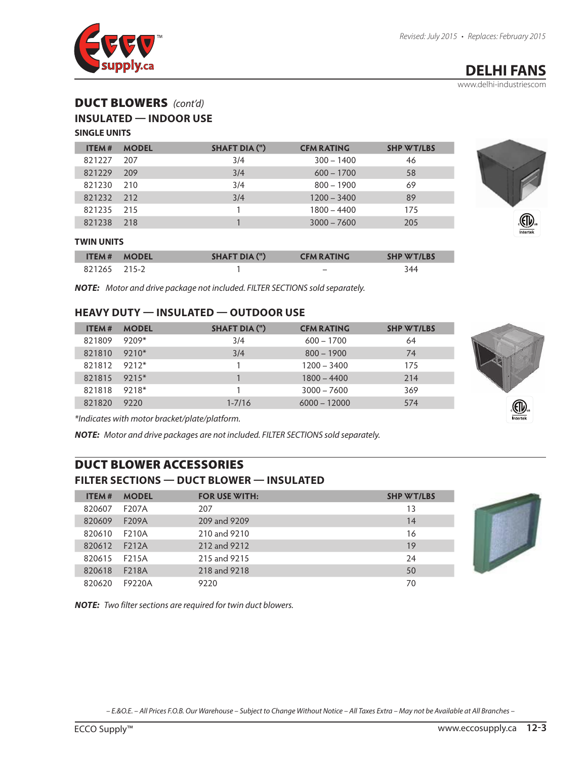# DELHI FANS

www.delhi-industriescom

## DUCT BLOWERS *(cont'd)*

### INSULATED — INDOOR USE

#### SINGLE UNITS

| ITEM # | MODEL | SHAFT DIA (") | CFM RATING | SHP WT/LBS |
|---|---|---|---|---|
| 821227 | 207 | 3/4 | 300 – 1400 | 46 |
| 821229 | 209 | 3/4 | 600 – 1700 | 58 |
| 821230 | 210 | 3/4 | 800 – 1900 | 69 |
| 821232 | 212 | 3/4 | 1200 – 3400 | 89 |
| 821235 | 215 | 1 | 1800 – 4400 | 175 |
| 821238 | 218 | 1 | 3000 – 7600 | 205 |

#### TWIN UNITS

| ITEM # | MODEL | SHAFT DIA (") | CFM RATING | SHP WT/LBS |
|---|---|---|---|---|
| 821265 | 215-2 | 1 | – | 344 |

***NOTE:*** *Motor and drive package not included. FILTER SECTIONS sold separately.*

### HEAVY DUTY — INSULATED — OUTDOOR USE

| ITEM # | MODEL | SHAFT DIA (") | CFM RATING | SHP WT/LBS |
|---|---|---|---|---|
| 821809 | 9209* | 3/4 | 600 – 1700 | 64 |
| 821810 | 9210* | 3/4 | 800 – 1900 | 74 |
| 821812 | 9212* | 1 | 1200 – 3400 | 175 |
| 821815 | 9215* | 1 | 1800 – 4400 | 214 |
| 821818 | 9218* | 1 | 3000 – 7600 | 369 |
| 821820 | 9220 | 1-7/16 | 6000 – 12000 | 574 |

*\*Indicates with motor bracket/plate/platform.*

***NOTE:*** *Motor and drive packages are not included. FILTER SECTIONS sold separately.*

## DUCT BLOWER ACCESSORIES

### FILTER SECTIONS — DUCT BLOWER — INSULATED

| ITEM # | MODEL | FOR USE WITH: | SHP WT/LBS |
|---|---|---|---|
| 820607 | F207A | 207 | 13 |
| 820609 | F209A | 209 and 9209 | 14 |
| 820610 | F210A | 210 and 9210 | 16 |
| 820612 | F212A | 212 and 9212 | 19 |
| 820615 | F215A | 215 and 9215 | 24 |
| 820618 | F218A | 218 and 9218 | 50 |
| 820620 | F9220A | 9220 | 70 |

***NOTE:*** *Two filter sections are required for twin duct blowers.*

*– E.&O.E. – All Prices F.O.B. Our Warehouse – Subject to Change Without Notice – All Taxes Extra – May not be Available at All Branches –*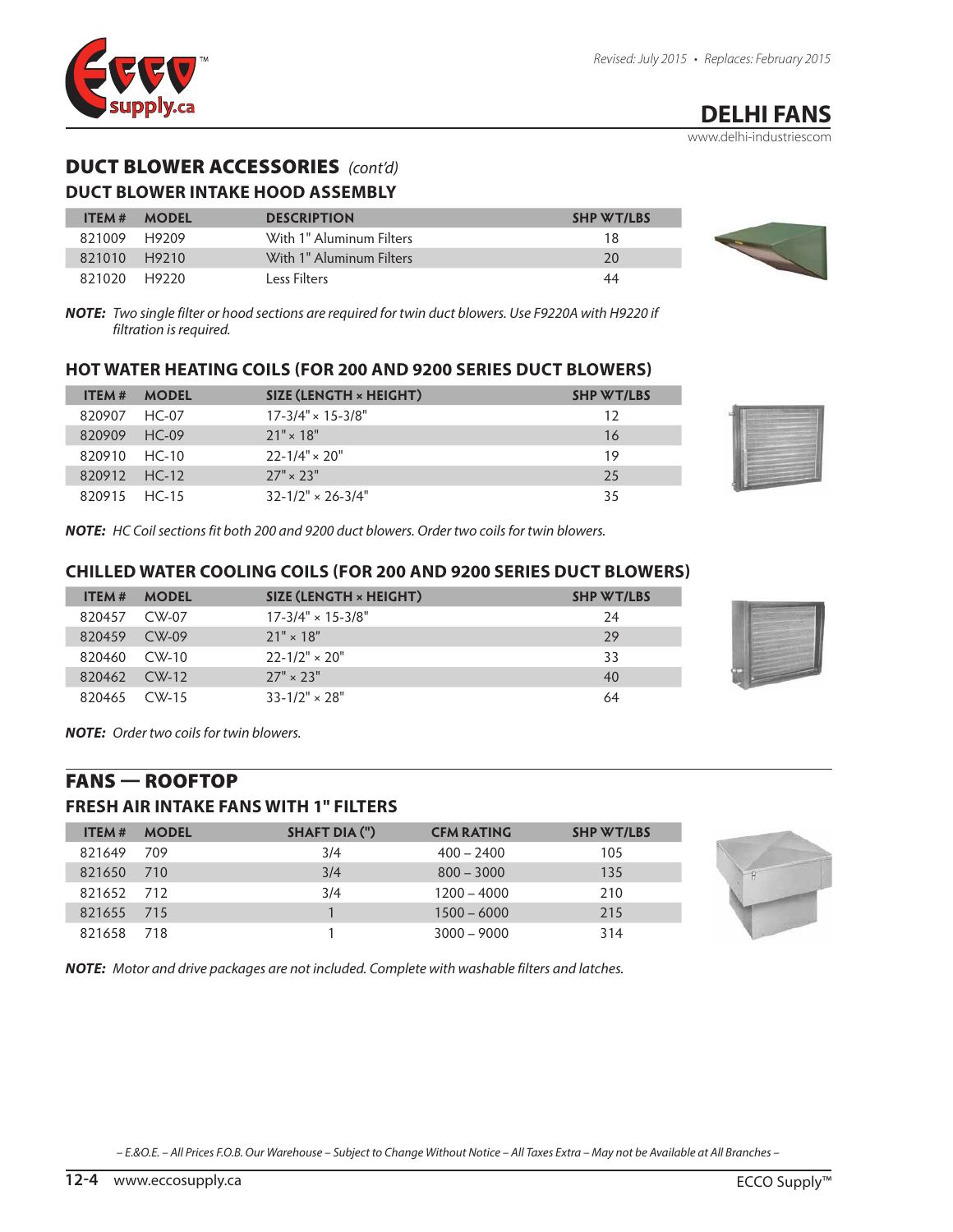## DELHI FANS

www.delhi-industriescom

## DUCT BLOWER ACCESSORIES *(cont'd)*

### DUCT BLOWER INTAKE HOOD ASSEMBLY

| ITEM # | MODEL | DESCRIPTION | SHP WT/LBS |
|---|---|---|---|
| 821009 | H9209 | With 1" Aluminum Filters | 18 |
| 821010 | H9210 | With 1" Aluminum Filters | 20 |
| 821020 | H9220 | Less Filters | 44 |

***NOTE:*** *Two single filter or hood sections are required for twin duct blowers. Use F9220A with H9220 if filtration is required.*

### HOT WATER HEATING COILS (FOR 200 AND 9200 SERIES DUCT BLOWERS)

| ITEM # | MODEL | SIZE (LENGTH × HEIGHT) | SHP WT/LBS |
|---|---|---|---|
| 820907 | HC-07 | 17-3/4" × 15-3/8" | 12 |
| 820909 | HC-09 | 21" × 18" | 16 |
| 820910 | HC-10 | 22-1/4" × 20" | 19 |
| 820912 | HC-12 | 27" × 23" | 25 |
| 820915 | HC-15 | 32-1/2" × 26-3/4" | 35 |

***NOTE:*** *HC Coil sections fit both 200 and 9200 duct blowers. Order two coils for twin blowers.*

### CHILLED WATER COOLING COILS (FOR 200 AND 9200 SERIES DUCT BLOWERS)

| ITEM # | MODEL | SIZE (LENGTH × HEIGHT) | SHP WT/LBS |
|---|---|---|---|
| 820457 | CW-07 | 17-3/4" × 15-3/8" | 24 |
| 820459 | CW-09 | 21" × 18" | 29 |
| 820460 | CW-10 | 22-1/2" × 20" | 33 |
| 820462 | CW-12 | 27" × 23" | 40 |
| 820465 | CW-15 | 33-1/2" × 28" | 64 |

***NOTE:*** *Order two coils for twin blowers.*

## FANS — ROOFTOP

### FRESH AIR INTAKE FANS WITH 1" FILTERS

| ITEM # | MODEL | SHAFT DIA (") | CFM RATING | SHP WT/LBS |
|---|---|---|---|---|
| 821649 | 709 | 3/4 | 400 – 2400 | 105 |
| 821650 | 710 | 3/4 | 800 – 3000 | 135 |
| 821652 | 712 | 3/4 | 1200 – 4000 | 210 |
| 821655 | 715 | 1 | 1500 – 6000 | 215 |
| 821658 | 718 | 1 | 3000 – 9000 | 314 |

***NOTE:*** *Motor and drive packages are not included. Complete with washable filters and latches.*

*– E.&O.E. – All Prices F.O.B. Our Warehouse – Subject to Change Without Notice – All Taxes Extra – May not be Available at All Branches –*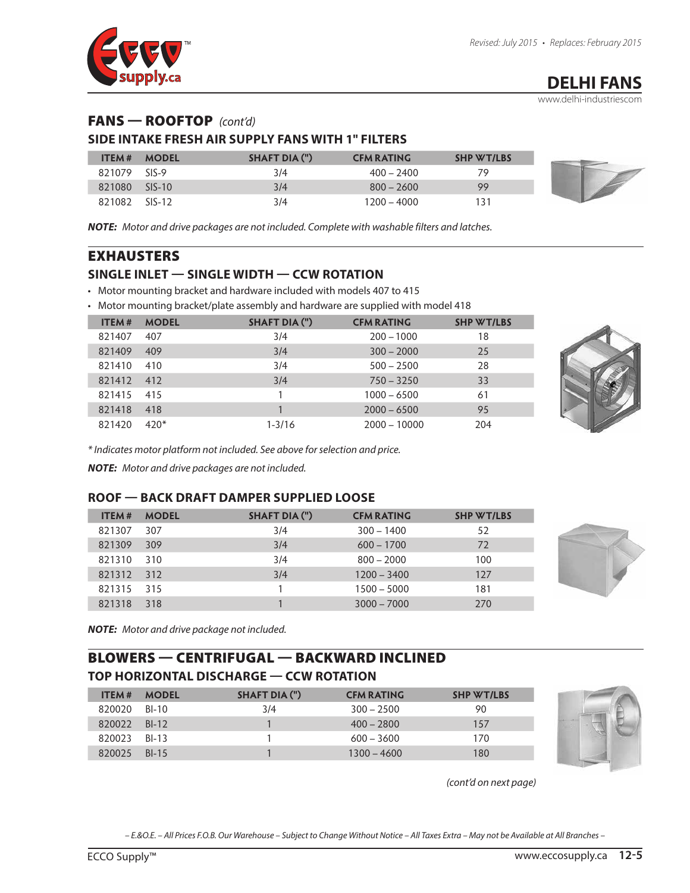# DELHI FANS

www.delhi-industriescom

## FANS — ROOFTOP *(cont'd)*

### SIDE INTAKE FRESH AIR SUPPLY FANS WITH 1" FILTERS

| ITEM # | MODEL | SHAFT DIA (") | CFM RATING | SHP WT/LBS |
|---|---|---|---|---|
| 821079 | SIS-9 | 3/4 | 400 – 2400 | 79 |
| 821080 | SIS-10 | 3/4 | 800 – 2600 | 99 |
| 821082 | SIS-12 | 3/4 | 1200 – 4000 | 131 |

***NOTE:*** *Motor and drive packages are not included. Complete with washable filters and latches.*

## EXHAUSTERS

### SINGLE INLET — SINGLE WIDTH — CCW ROTATION

- Motor mounting bracket and hardware included with models 407 to 415
- Motor mounting bracket/plate assembly and hardware are supplied with model 418

| ITEM # | MODEL | SHAFT DIA (") | CFM RATING | SHP WT/LBS |
|---|---|---|---|---|
| 821407 | 407 | 3/4 | 200 – 1000 | 18 |
| 821409 | 409 | 3/4 | 300 – 2000 | 25 |
| 821410 | 410 | 3/4 | 500 – 2500 | 28 |
| 821412 | 412 | 3/4 | 750 – 3250 | 33 |
| 821415 | 415 | 1 | 1000 – 6500 | 61 |
| 821418 | 418 | 1 | 2000 – 6500 | 95 |
| 821420 | 420* | 1-3/16 | 2000 – 10000 | 204 |

*\* Indicates motor platform not included. See above for selection and price.*

***NOTE:*** *Motor and drive packages are not included.*

### ROOF — BACK DRAFT DAMPER SUPPLIED LOOSE

| ITEM # | MODEL | SHAFT DIA (") | CFM RATING | SHP WT/LBS |
|---|---|---|---|---|
| 821307 | 307 | 3/4 | 300 – 1400 | 52 |
| 821309 | 309 | 3/4 | 600 – 1700 | 72 |
| 821310 | 310 | 3/4 | 800 – 2000 | 100 |
| 821312 | 312 | 3/4 | 1200 – 3400 | 127 |
| 821315 | 315 | 1 | 1500 – 5000 | 181 |
| 821318 | 318 | 1 | 3000 – 7000 | 270 |

***NOTE:*** *Motor and drive package not included.*

## BLOWERS — CENTRIFUGAL — BACKWARD INCLINED

### TOP HORIZONTAL DISCHARGE — CCW ROTATION

| ITEM # | MODEL | SHAFT DIA (") | CFM RATING | SHP WT/LBS |
|---|---|---|---|---|
| 820020 | BI-10 | 3/4 | 300 – 2500 | 90 |
| 820022 | BI-12 | 1 | 400 – 2800 | 157 |
| 820023 | BI-13 | 1 | 600 – 3600 | 170 |
| 820025 | BI-15 | 1 | 1300 – 4600 | 180 |

*(cont'd on next page)*

*– E.&O.E. – All Prices F.O.B. Our Warehouse – Subject to Change Without Notice – All Taxes Extra – May not be Available at All Branches –*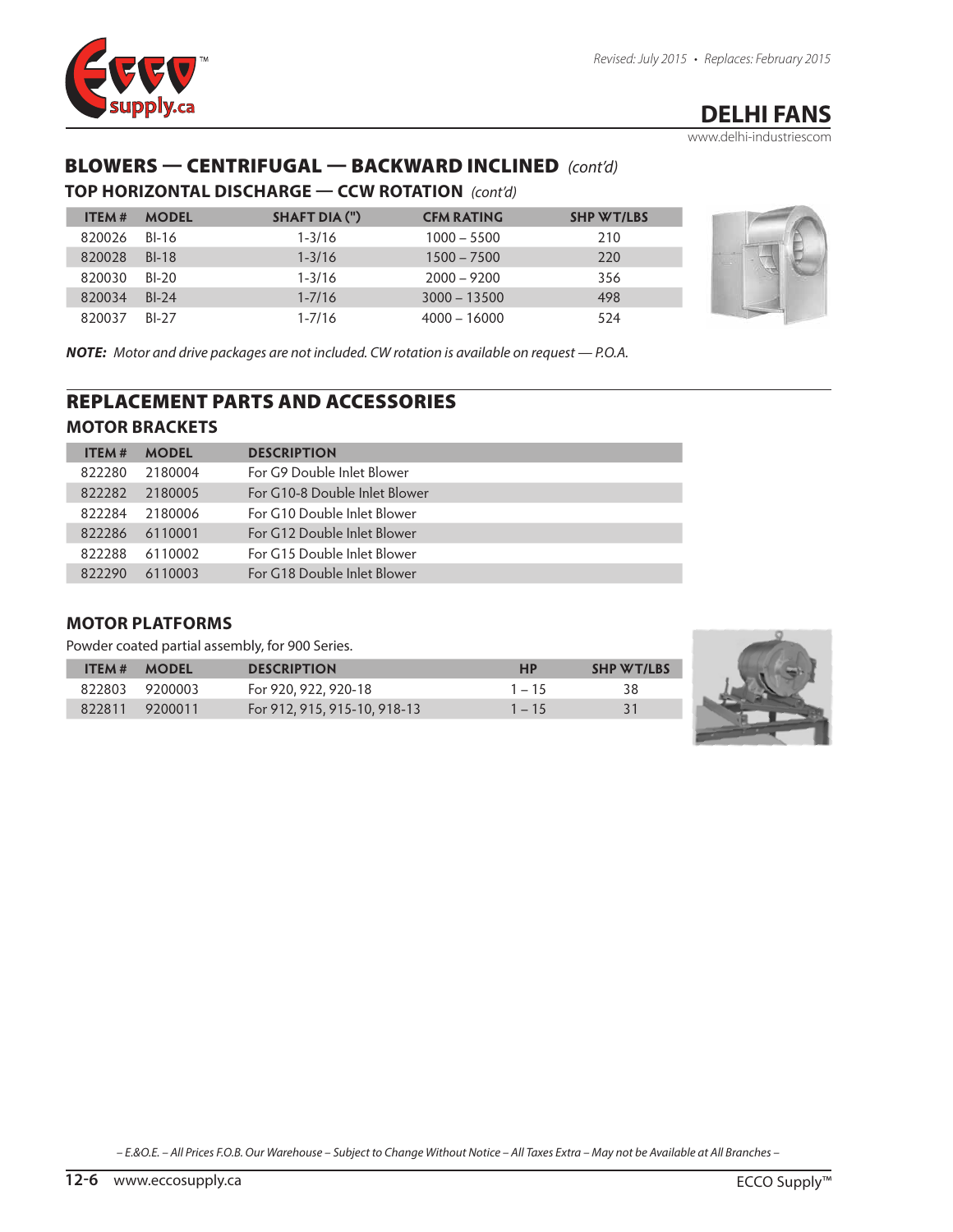# DELHI FANS

## BLOWERS — CENTRIFUGAL — BACKWARD INCLINED *(cont'd)*

### TOP HORIZONTAL DISCHARGE — CCW ROTATION *(cont'd)*

| ITEM # | MODEL | SHAFT DIA (") | CFM RATING | SHP WT/LBS |
|---|---|---|---|---|
| 820026 | BI-16 | 1-3/16 | 1000 – 5500 | 210 |
| 820028 | BI-18 | 1-3/16 | 1500 – 7500 | 220 |
| 820030 | BI-20 | 1-3/16 | 2000 – 9200 | 356 |
| 820034 | BI-24 | 1-7/16 | 3000 – 13500 | 498 |
| 820037 | BI-27 | 1-7/16 | 4000 – 16000 | 524 |

***NOTE:*** *Motor and drive packages are not included. CW rotation is available on request — P.O.A.*

## REPLACEMENT PARTS AND ACCESSORIES

### MOTOR BRACKETS

| ITEM # | MODEL | DESCRIPTION |
|---|---|---|
| 822280 | 2180004 | For G9 Double Inlet Blower |
| 822282 | 2180005 | For G10-8 Double Inlet Blower |
| 822284 | 2180006 | For G10 Double Inlet Blower |
| 822286 | 6110001 | For G12 Double Inlet Blower |
| 822288 | 6110002 | For G15 Double Inlet Blower |
| 822290 | 6110003 | For G18 Double Inlet Blower |

### MOTOR PLATFORMS

Powder coated partial assembly, for 900 Series.

| ITEM # | MODEL | DESCRIPTION | HP | SHP WT/LBS |
|---|---|---|---|---|
| 822803 | 9200003 | For 920, 922, 920-18 | 1 – 15 | 38 |
| 822811 | 9200011 | For 912, 915, 915-10, 918-13 | 1 – 15 | 31 |

*– E.&O.E. – All Prices F.O.B. Our Warehouse – Subject to Change Without Notice – All Taxes Extra – May not be Available at All Branches –*